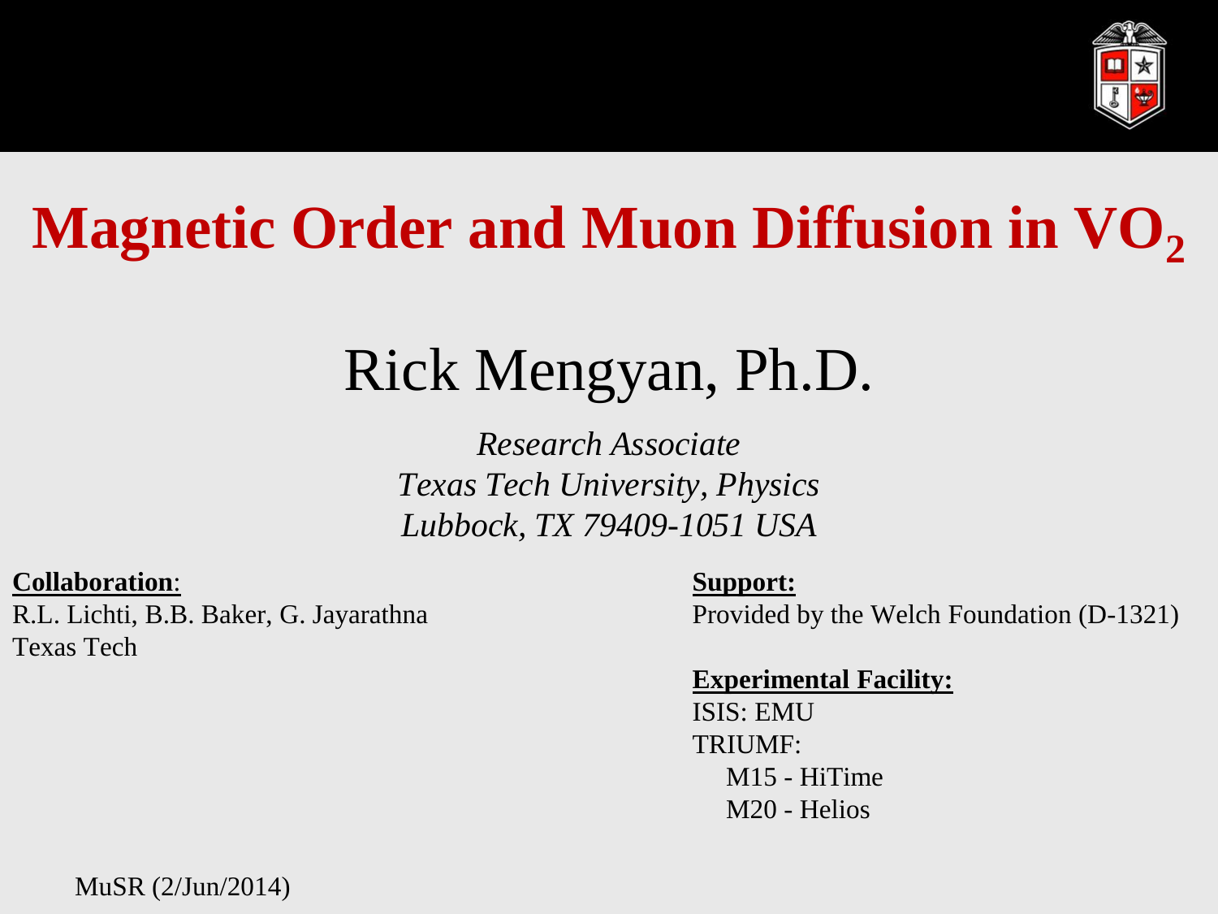# Magnetic Order and Muon Diffusion in $VO_2$

## Rick Mengyan, Ph.D.

*Research Associate*
*Texas Tech University, Physics*
*Lubbock, TX 79409-1051 USA*

**Collaboration**:
R.L. Lichti, B.B. Baker, G. Jayarathna
Texas Tech

**Support:**
Provided by the Welch Foundation (D-1321)

**Experimental Facility:**
ISIS: EMU
TRIUMF:
- M15 - HiTime
- M20 - Helios

MuSR (2/Jun/2014)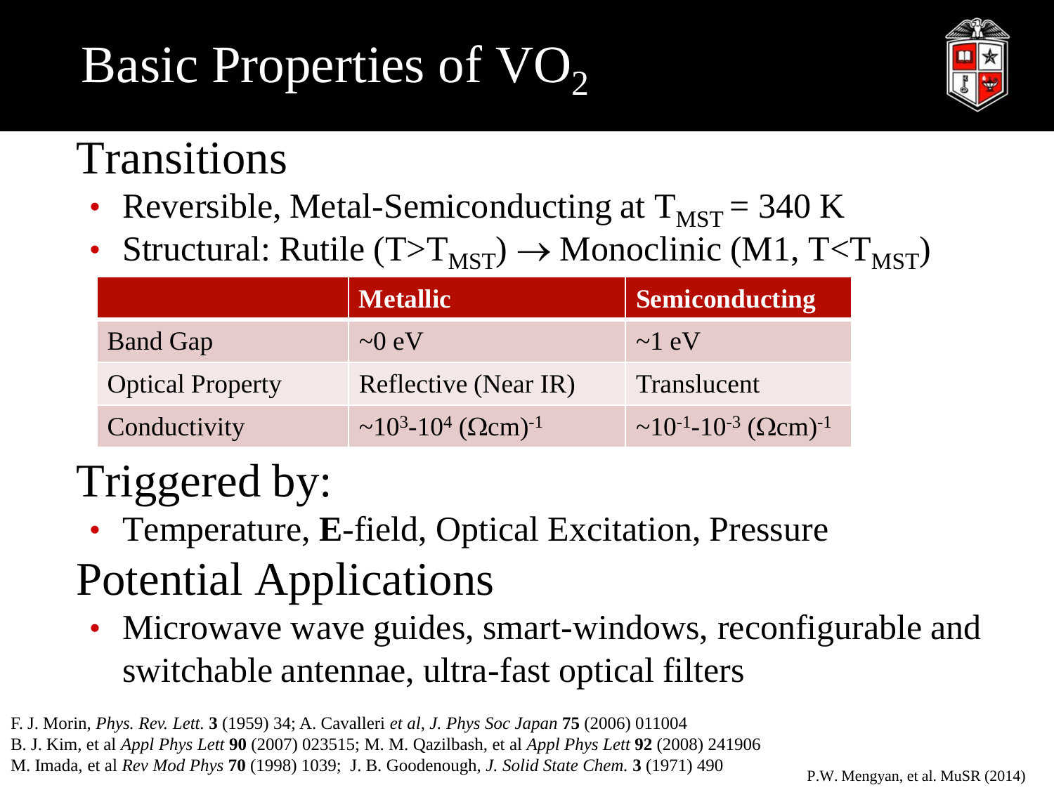# Basic Properties of $VO_2$

## Transitions

- Reversible, Metal-Semiconducting at $T_{MST} = 340$ K
- Structural: Rutile ($T>T_{MST}$) $\rightarrow$ Monoclinic (M1, $T<T_{MST}$)

| | **Metallic** | **Semiconducting** |
|---|---|---|
| Band Gap | ~0 eV | ~1 eV |
| Optical Property | Reflective (Near IR) | Translucent |
| Conductivity | $\sim10^{3}$-$10^{4}$ $(\Omega\text{cm})^{-1}$ | $\sim10^{-1}$-$10^{-3}$ $(\Omega\text{cm})^{-1}$ |

## Triggered by:

- Temperature, **E**-field, Optical Excitation, Pressure

## Potential Applications

- Microwave wave guides, smart-windows, reconfigurable and switchable antennae, ultra-fast optical filters

F. J. Morin, *Phys. Rev. Lett.* **3** (1959) 34; A. Cavalleri *et al*, *J. Phys Soc Japan* **75** (2006) 011004
B. J. Kim, et al *Appl Phys Lett* **90** (2007) 023515; M. M. Qazilbash, et al *Appl Phys Lett* **92** (2008) 241906
M. Imada, et al *Rev Mod Phys* **70** (1998) 1039; J. B. Goodenough, *J. Solid State Chem.* **3** (1971) 490

P.W. Mengyan, et al. MuSR (2014)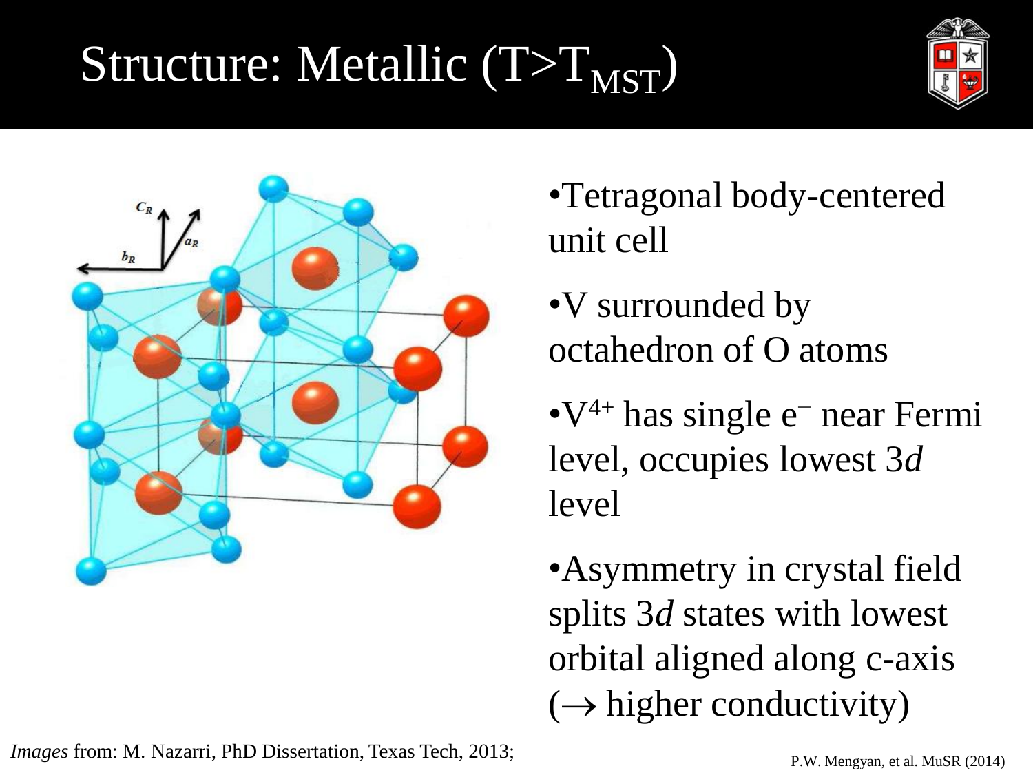# Structure: Metallic ($T>T_{MST}$)

- Tetragonal body-centered unit cell
- V surrounded by octahedron of O atoms
- $V^{4+}$ has single $e^{-}$ near Fermi level, occupies lowest 3*d* level
- Asymmetry in crystal field splits 3*d* states with lowest orbital aligned along c-axis ($\rightarrow$ higher conductivity)

*Images* from: M. Nazarri, PhD Dissertation, Texas Tech, 2013;

P.W. Mengyan, et al. MuSR (2014)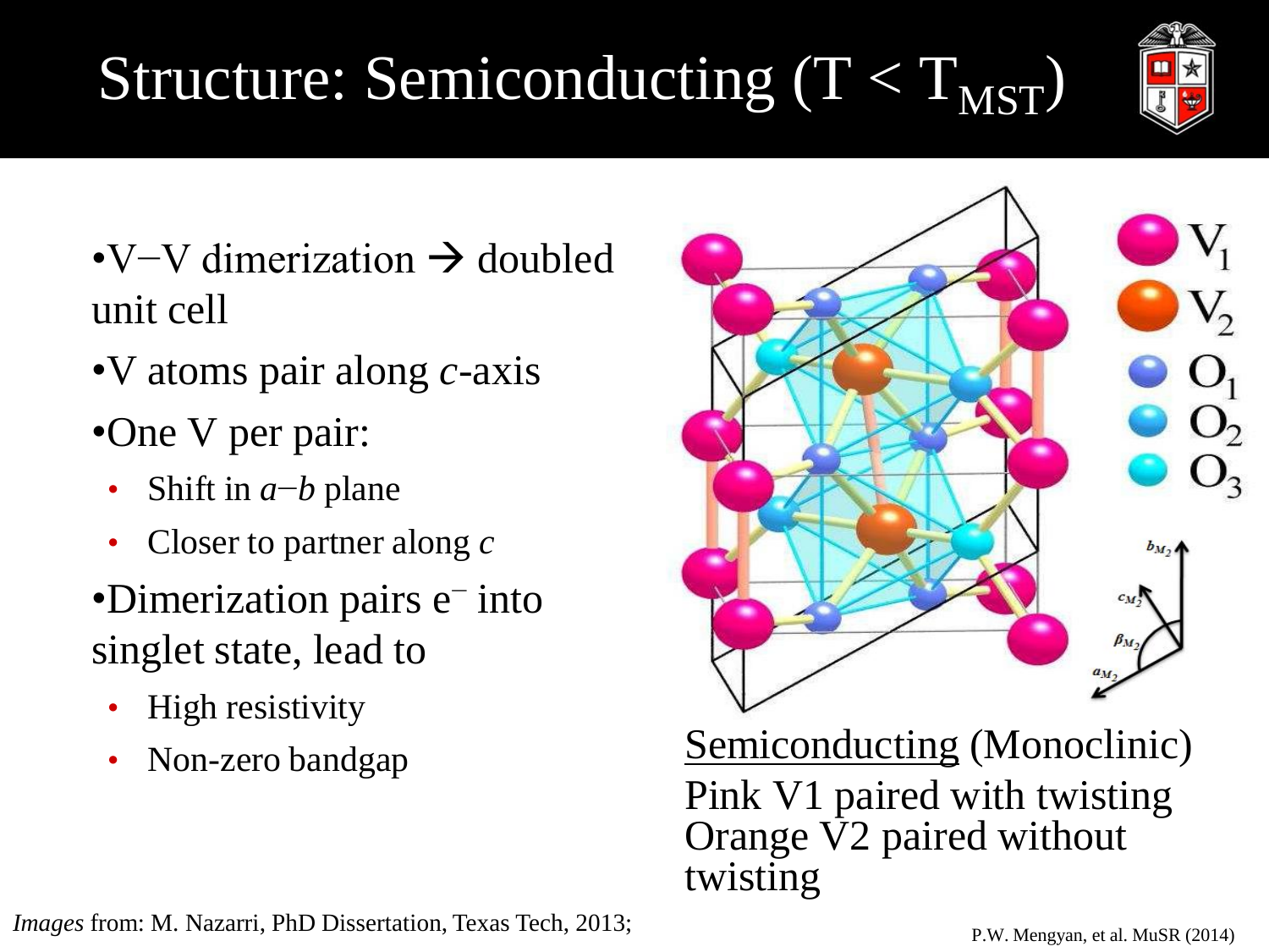# Structure: Semiconducting ($T < T_{MST}$)

- V−V dimerization → doubled unit cell
- V atoms pair along *c*-axis
- One V per pair:
  - Shift in *a*−*b* plane
  - Closer to partner along *c*
- Dimerization pairs $e^-$ into singlet state, lead to
  - High resistivity
  - Non-zero bandgap

<u>Semiconducting</u> (Monoclinic)
Pink V1 paired with twisting
Orange V2 paired without twisting

*Images* from: M. Nazarri, PhD Dissertation, Texas Tech, 2013;

P.W. Mengyan, et al. MuSR (2014)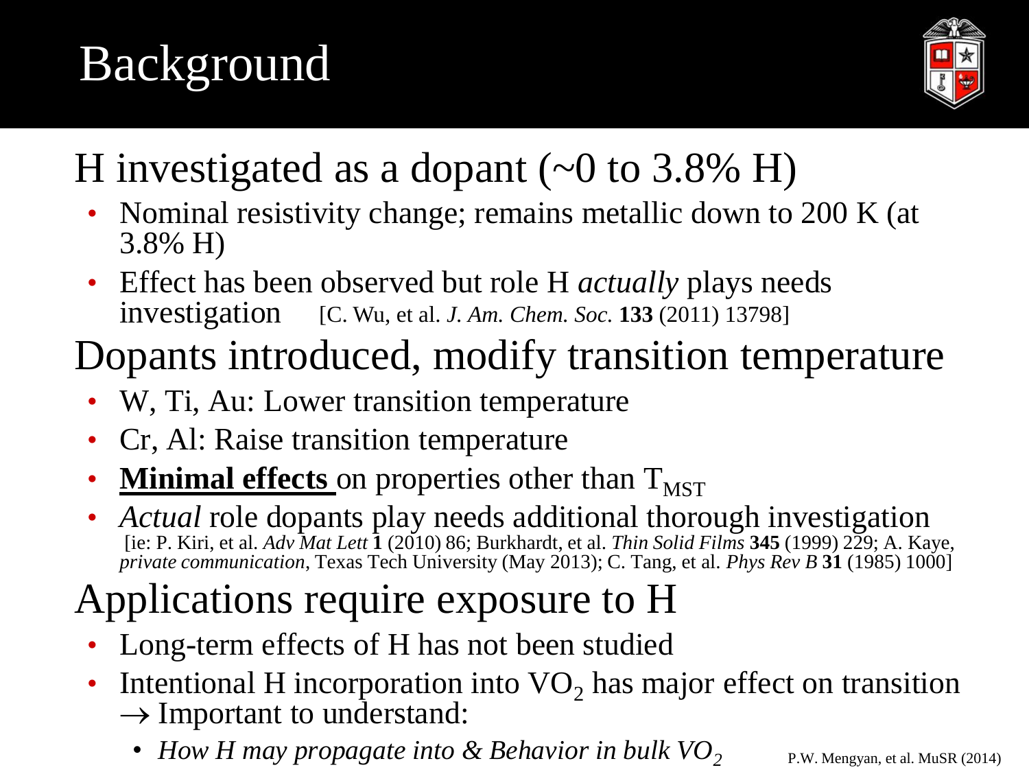# Background

## H investigated as a dopant (~0 to 3.8% H)

- Nominal resistivity change; remains metallic down to 200 K (at 3.8% H)
- Effect has been observed but role H *actually* plays needs investigation [C. Wu, et al. *J. Am. Chem. Soc.* **133** (2011) 13798]

## Dopants introduced, modify transition temperature

- W, Ti, Au: Lower transition temperature
- Cr, Al: Raise transition temperature
- **Minimal effects** on properties other than $T_{MST}$
- *Actual* role dopants play needs additional thorough investigation [ie: P. Kiri, et al. *Adv Mat Lett* **1** (2010) 86; Burkhardt, et al. *Thin Solid Films* **345** (1999) 229; A. Kaye, *private communication*, Texas Tech University (May 2013); C. Tang, et al. *Phys Rev B* **31** (1985) 1000]

## Applications require exposure to H

- Long-term effects of H has not been studied
- Intentional H incorporation into $VO_2$ has major effect on transition → Important to understand:
  - *How H may propagate into & Behavior in bulk $VO_2$*

P.W. Mengyan, et al. MuSR (2014)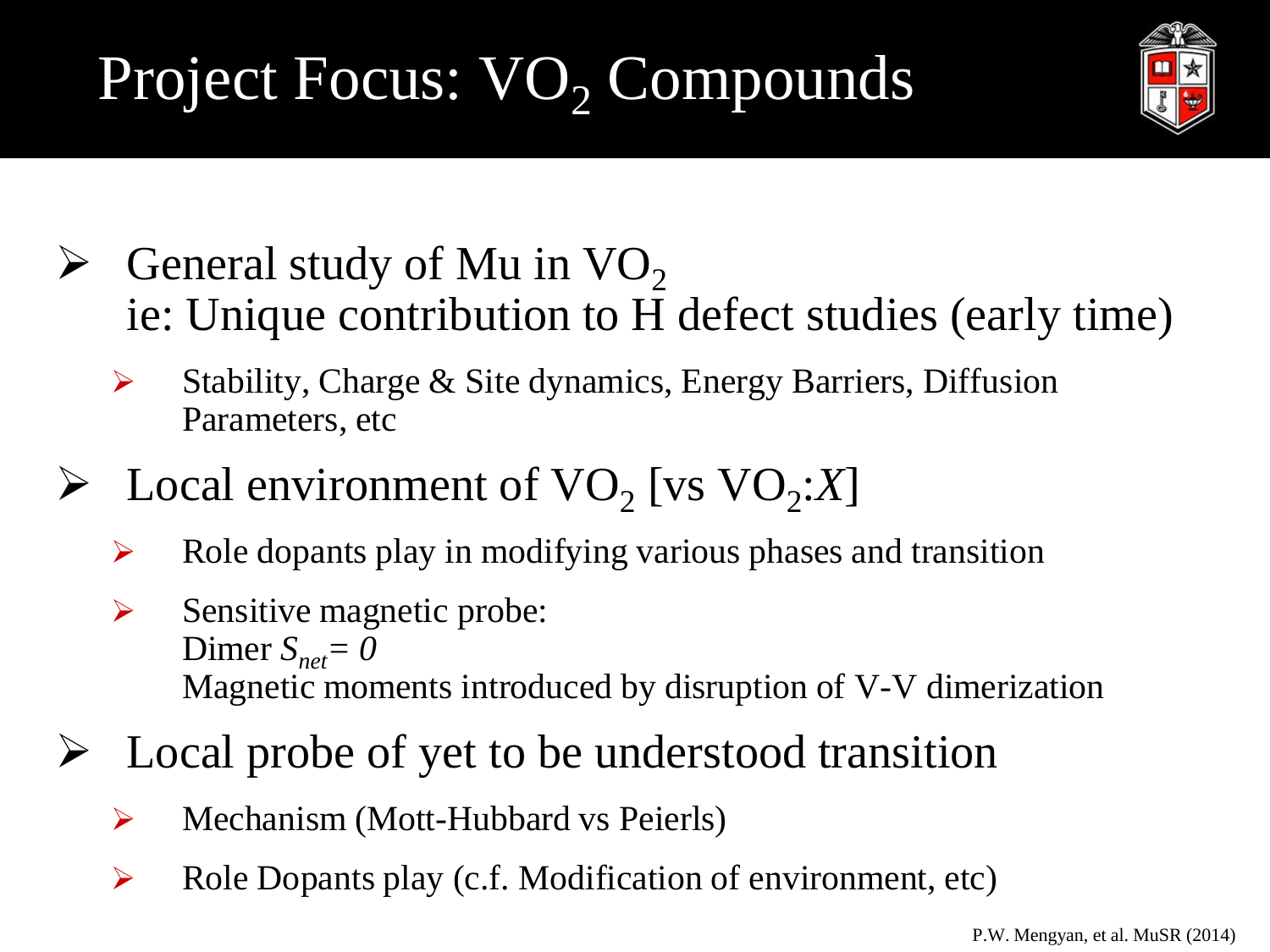# Project Focus: $VO_2$ Compounds

- General study of Mu in $VO_2$
  ie: Unique contribution to H defect studies (early time)
  - Stability, Charge & Site dynamics, Energy Barriers, Diffusion Parameters, etc
- Local environment of $VO_2$ [vs $VO_2$:*X*]
  - Role dopants play in modifying various phases and transition
  - Sensitive magnetic probe:
    Dimer $S_{net} = 0$
    Magnetic moments introduced by disruption of V-V dimerization
- Local probe of yet to be understood transition
  - Mechanism (Mott-Hubbard vs Peierls)
  - Role Dopants play (c.f. Modification of environment, etc)

P.W. Mengyan, et al. MuSR (2014)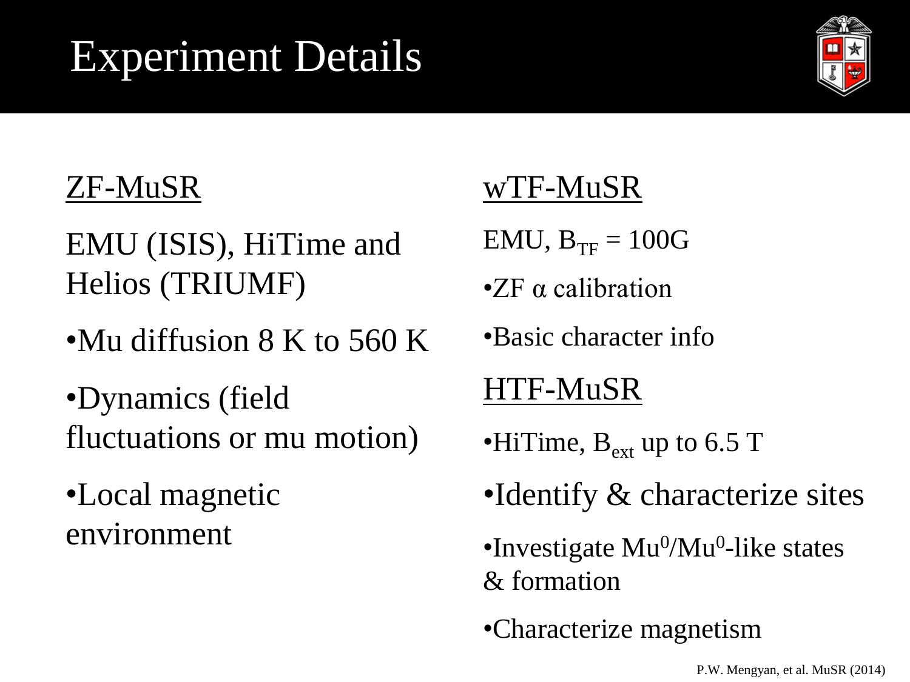# Experiment Details

## ZF-MuSR

EMU (ISIS), HiTime and Helios (TRIUMF)

- Mu diffusion 8 K to 560 K
- Dynamics (field fluctuations or mu motion)
- Local magnetic environment

## wTF-MuSR

EMU, $B_{TF}$ = 100G

- ZF α calibration
- Basic character info

## HTF-MuSR

- HiTime, $B_{ext}$ up to 6.5 T
- Identify & characterize sites
- Investigate $Mu^0$/$Mu^0$-like states & formation
- Characterize magnetism

P.W. Mengyan, et al. MuSR (2014)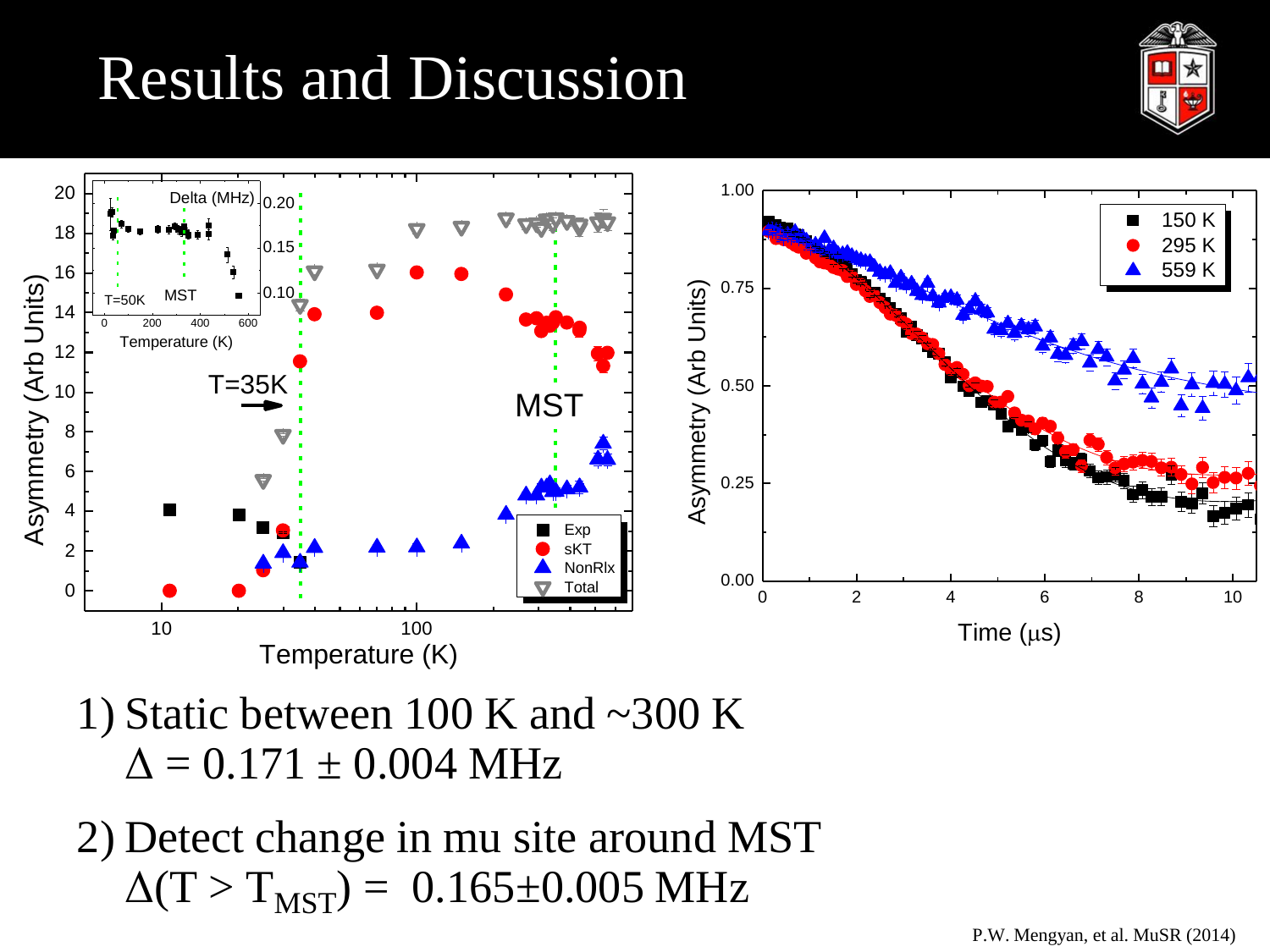# Results and Discussion

1) Static between 100 K and ~300 K
   $\Delta = 0.171 \pm 0.004$ MHz

2) Detect change in mu site around MST
   $\Delta(T > T_{MST}) = 0.165 \pm 0.005$ MHz

P.W. Mengyan, et al. MuSR (2014)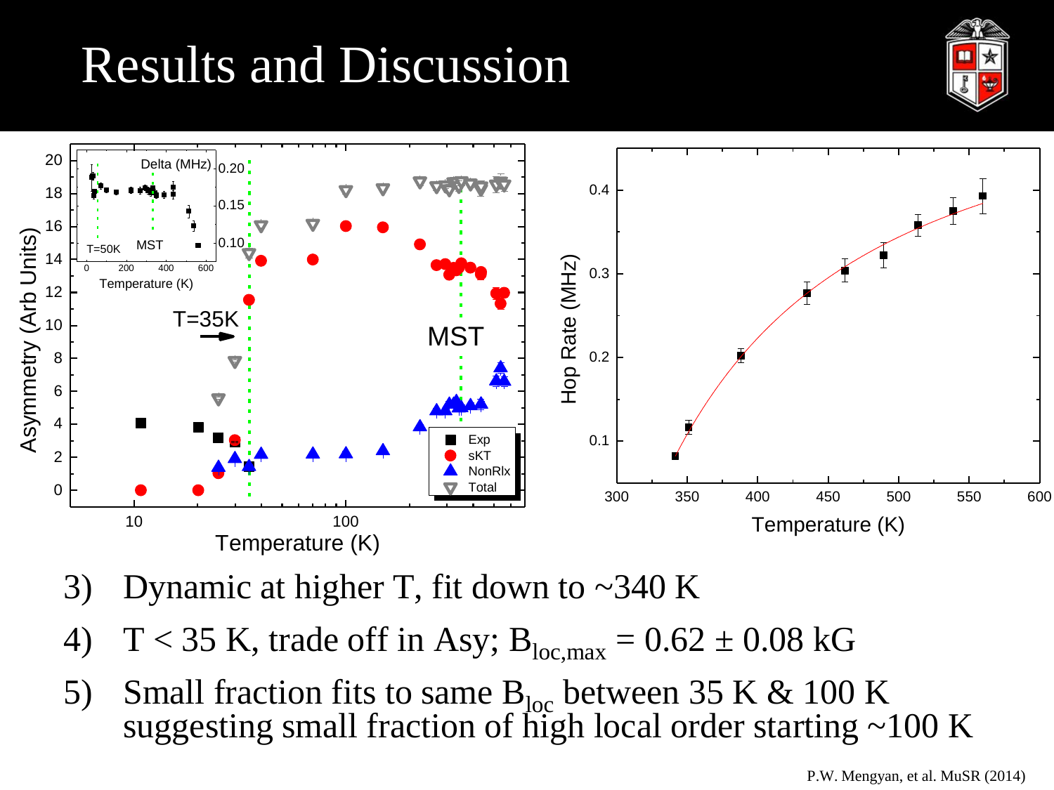# Results and Discussion

3) Dynamic at higher T, fit down to ~340 K
4) T < 35 K, trade off in Asy; $B_{loc,max}$ = 0.62 ± 0.08 kG
5) Small fraction fits to same $B_{loc}$ between 35 K & 100 K suggesting small fraction of high local order starting ~100 K

P.W. Mengyan, et al. MuSR (2014)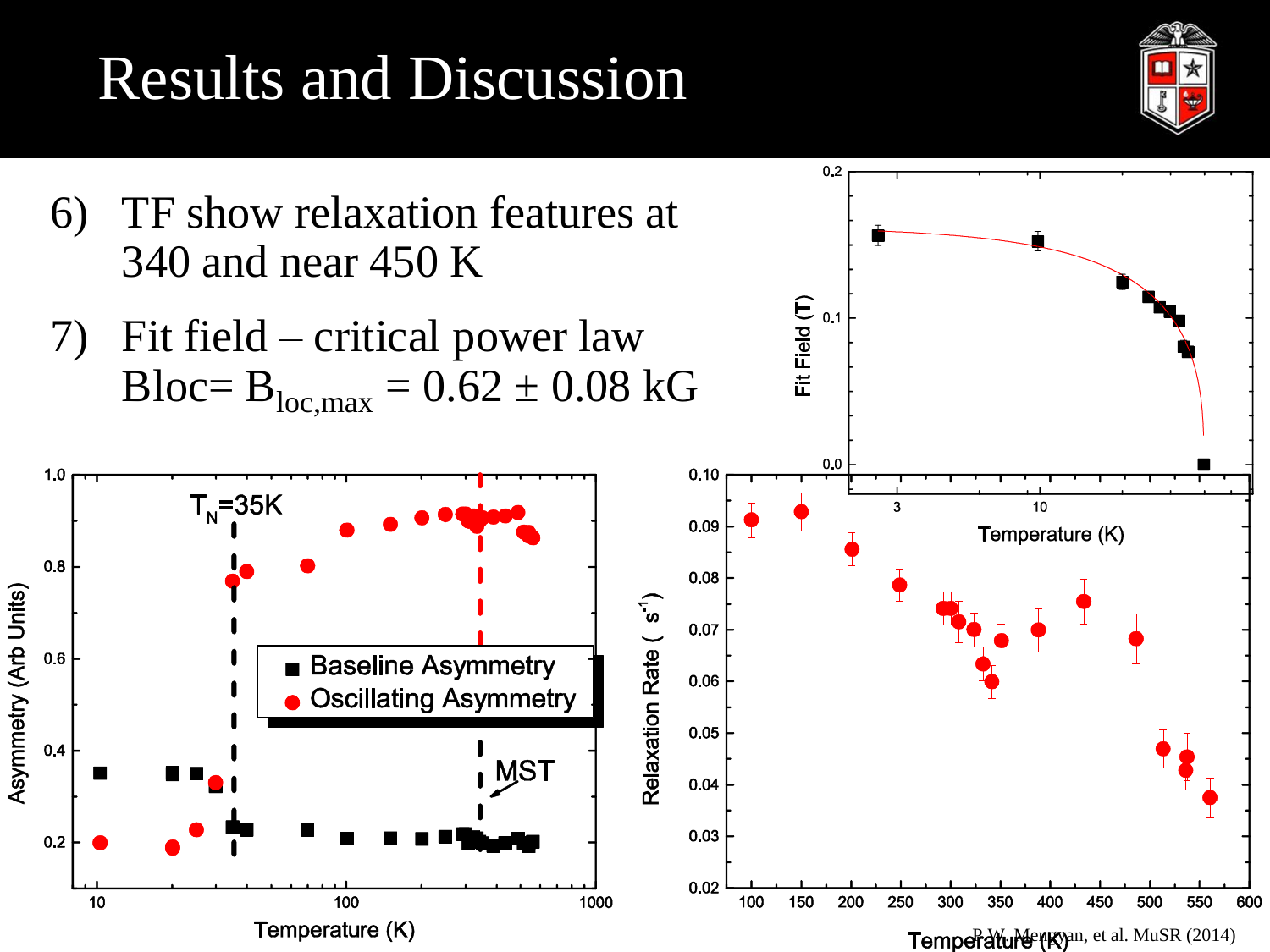# Results and Discussion

6) TF show relaxation features at 340 and near 450 K

7) Fit field – critical power law Bloc= $B_{loc,max}$ = 0.62 ± 0.08 kG

P.W. Mengyan, et al. MuSR (2014)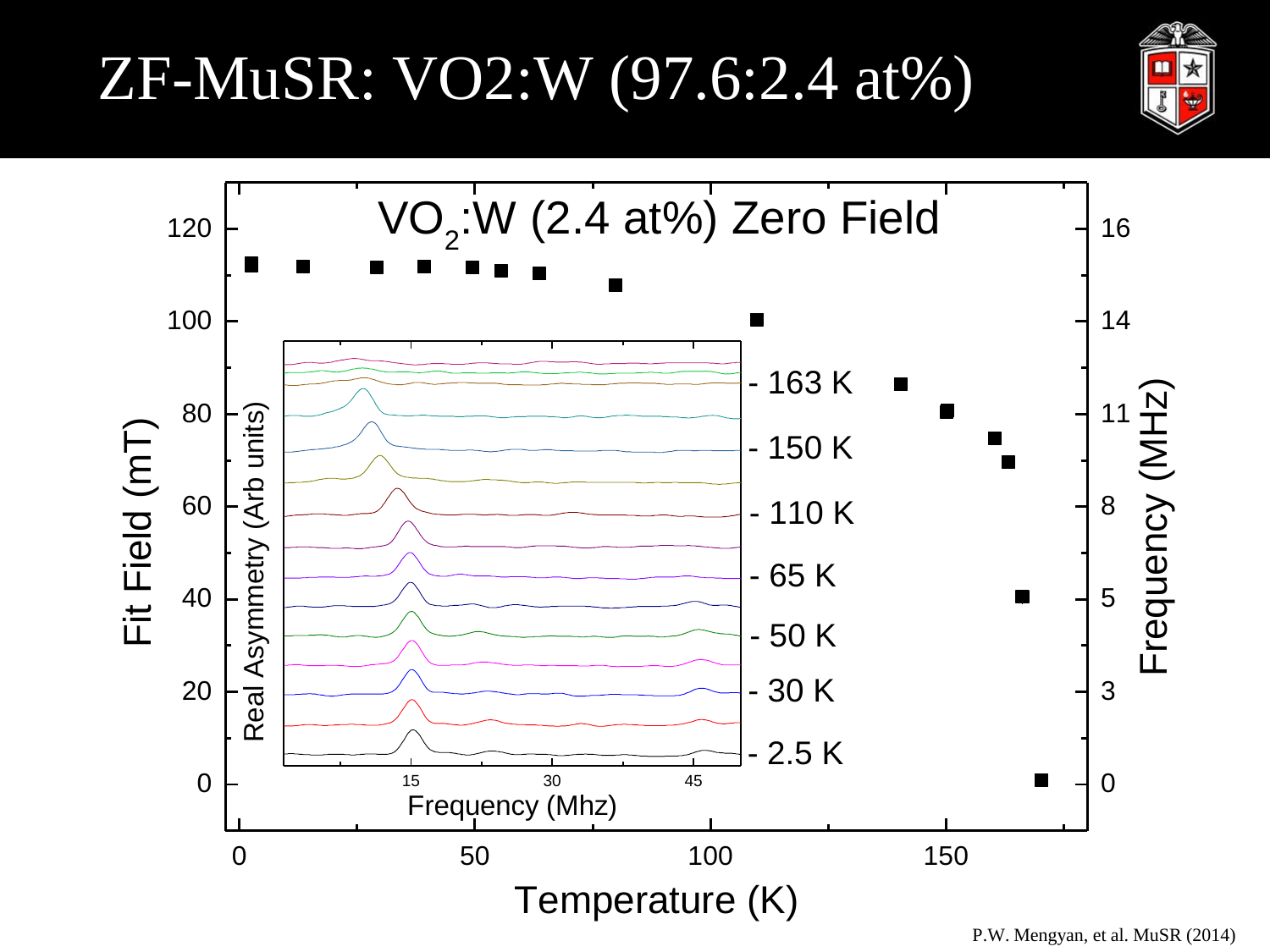# ZF-MuSR: VO2:W (97.6:2.4 at%)

VO$_2$:W (2.4 at%) Zero Field

P.W. Mengyan, et al. MuSR (2014)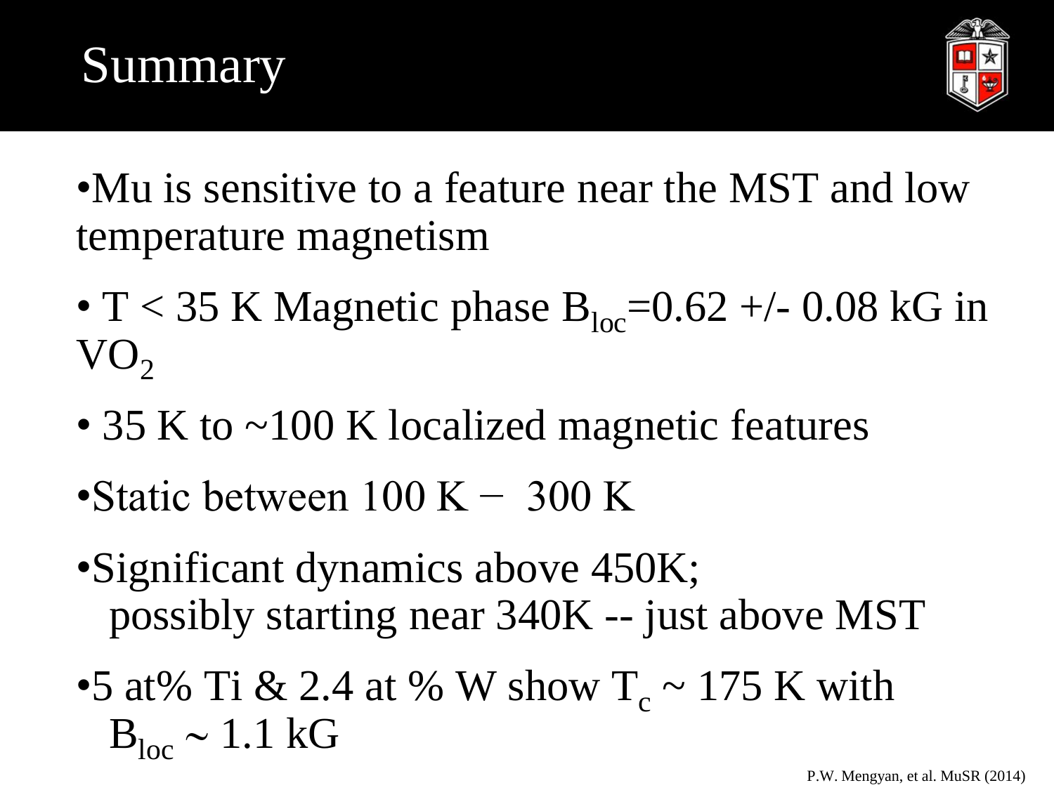# Summary

- Mu is sensitive to a feature near the MST and low temperature magnetism
- $T < 35$ K Magnetic phase $B_{loc}=0.62$ +/- 0.08 kG in $VO_2$
- 35 K to ~100 K localized magnetic features
- Static between 100 K − 300 K
- Significant dynamics above 450K;
  possibly starting near 340K -- just above MST
- 5 at% Ti & 2.4 at % W show $T_c \sim 175$ K with $B_{loc} \sim 1.1$ kG

P.W. Mengyan, et al. MuSR (2014)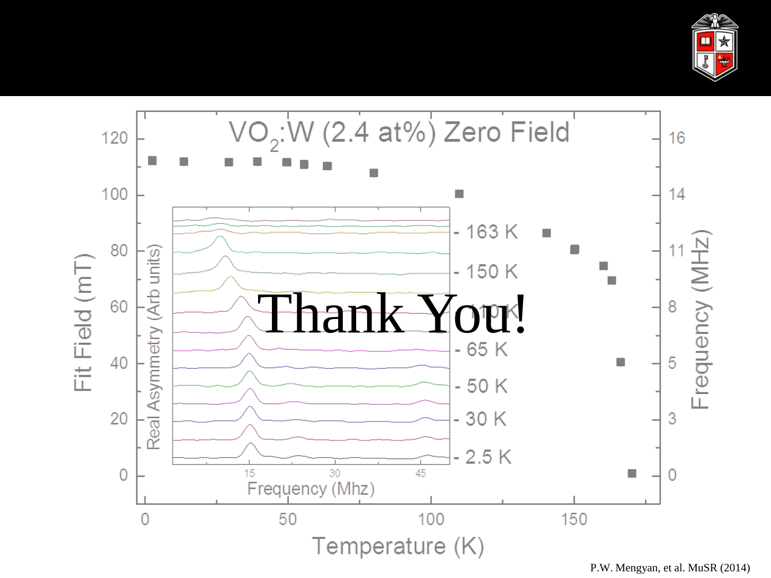# Thank You!

$VO_2$:W (2.4 at%) Zero Field

Fit Field (mT)

Frequency (MHz)

Temperature (K)

Real Asymmetry (Arb units)

Frequency (Mhz)

- 163 K
- 150 K
- 110 K
- 65 K
- 50 K
- 30 K
- 2.5 K

P.W. Mengyan, et al. MuSR (2014)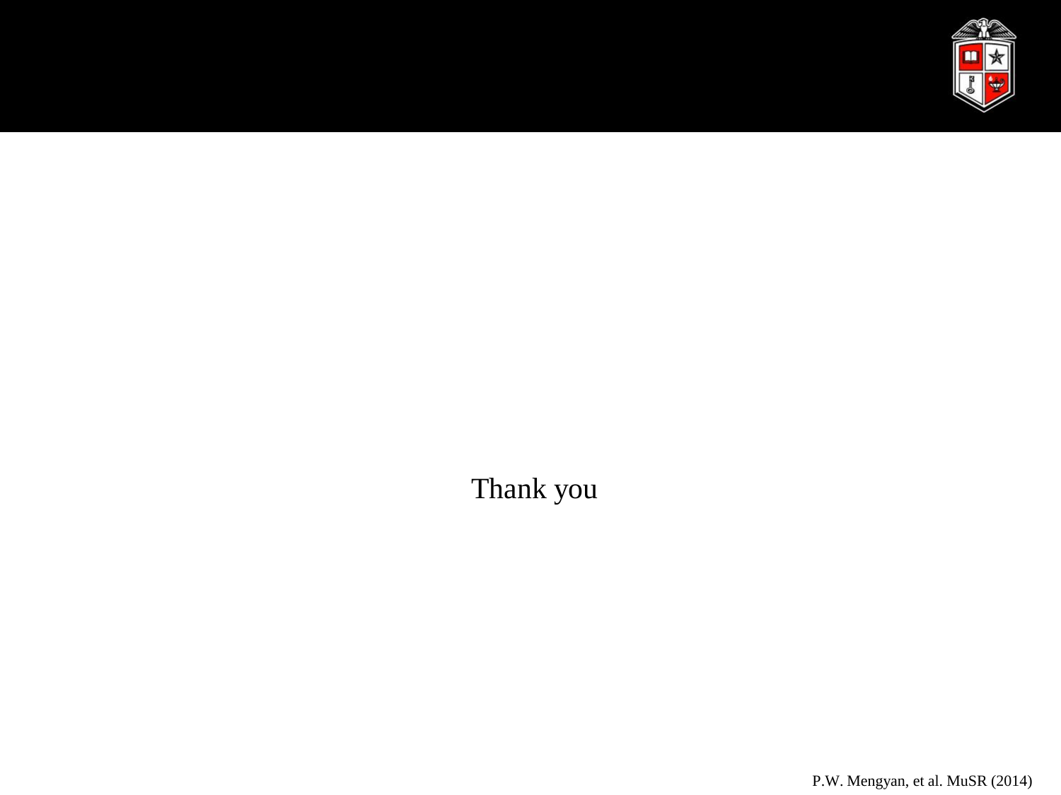Thank you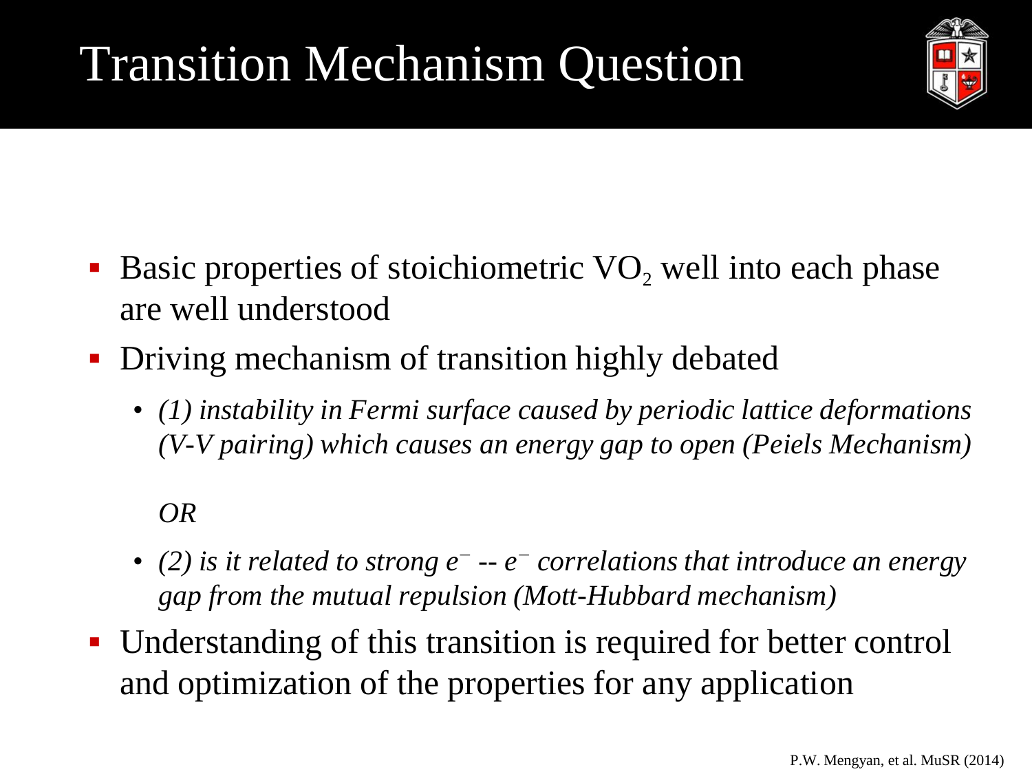# Transition Mechanism Question

- Basic properties of stoichiometric $VO_2$ well into each phase are well understood
- Driving mechanism of transition highly debated
  - *(1) instability in Fermi surface caused by periodic lattice deformations (V-V pairing) which causes an energy gap to open (Peiels Mechanism)*

    *OR*

  - *(2) is it related to strong $e^-$ -- $e^-$ correlations that introduce an energy gap from the mutual repulsion (Mott-Hubbard mechanism)*
- Understanding of this transition is required for better control and optimization of the properties for any application

P.W. Mengyan, et al. MuSR (2014)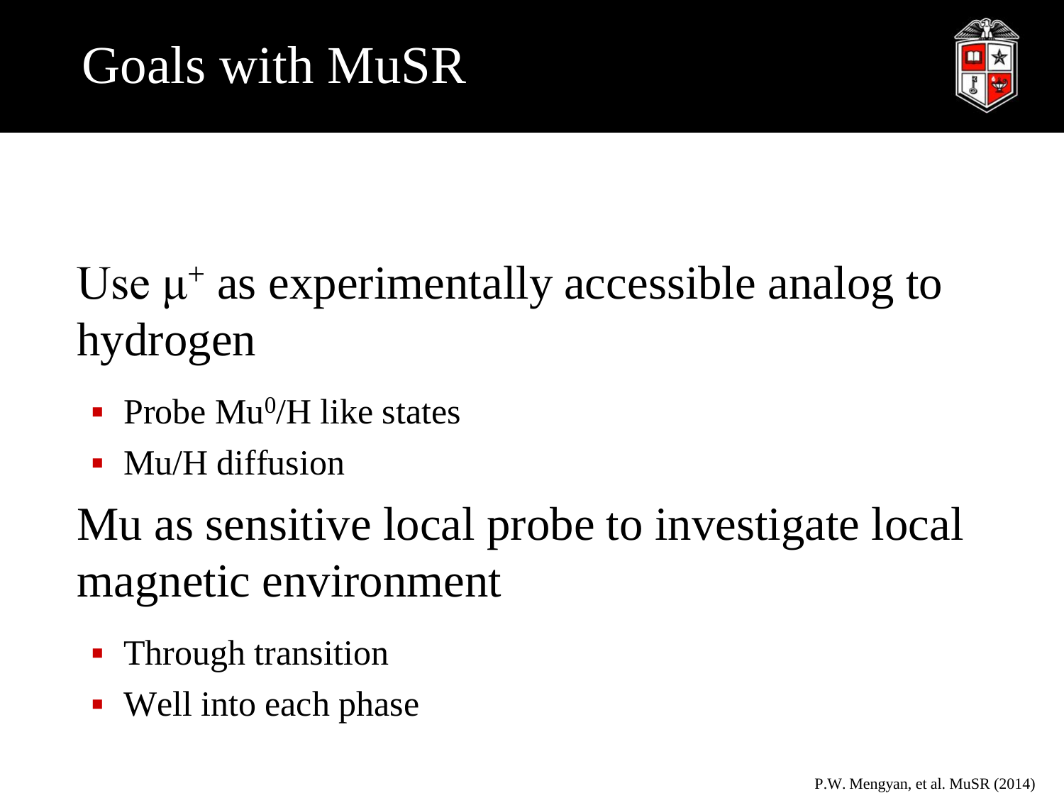# Goals with MuSR

Use $\mu^+$ as experimentally accessible analog to hydrogen

- Probe $Mu^0$/H like states
- Mu/H diffusion

Mu as sensitive local probe to investigate local magnetic environment

- Through transition
- Well into each phase

P.W. Mengyan, et al. MuSR (2014)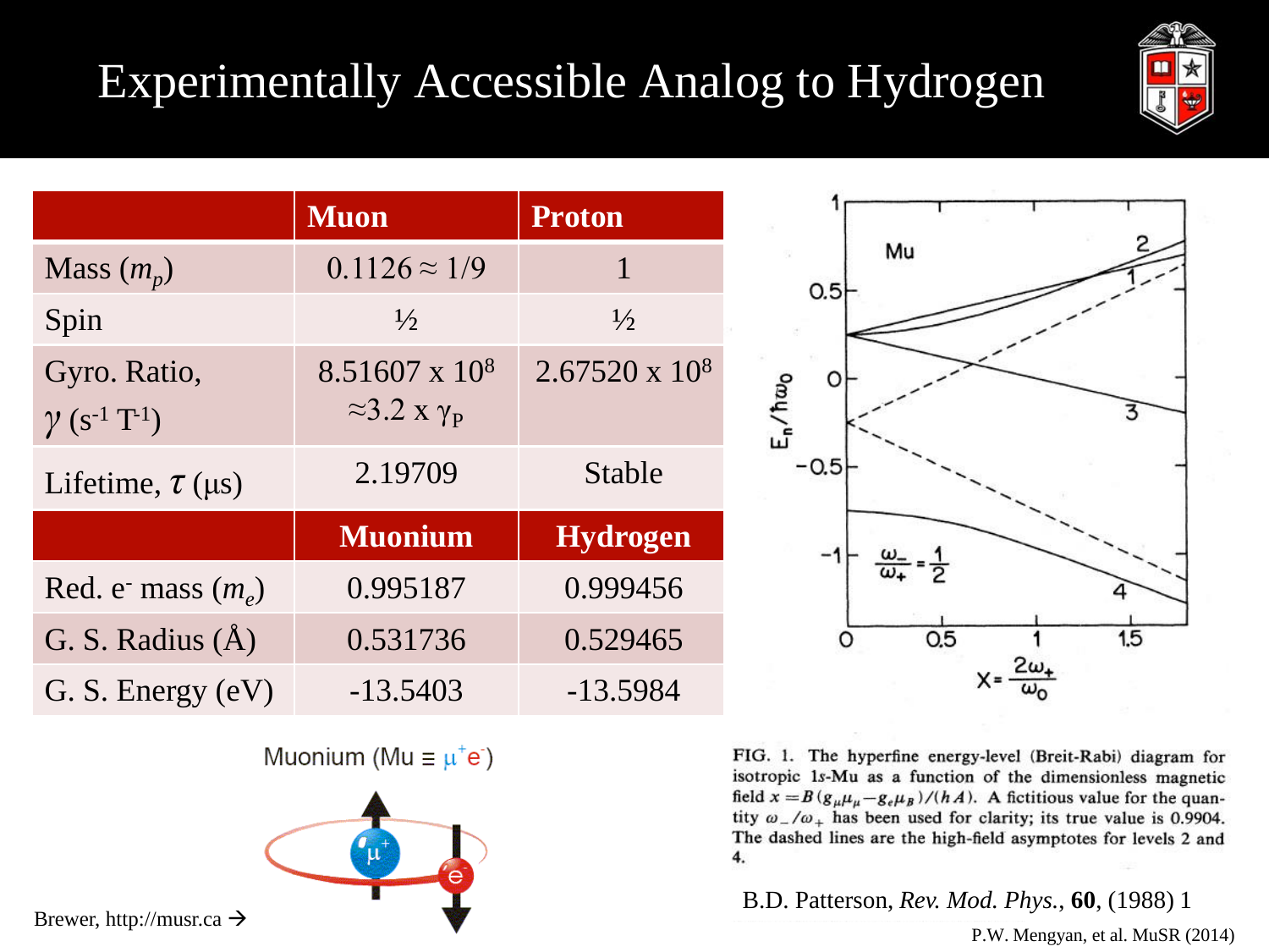# Experimentally Accessible Analog to Hydrogen

| | Muon | Proton |
|---|---|---|
| Mass ($m_p$) | 0.1126 ≈ 1/9 | 1 |
| Spin | ½ | ½ |
| Gyro. Ratio, $\gamma$ ($s^{-1}$ $T^{-1}$) | 8.51607 x $10^8$ ≈3.2 x $\gamma_P$ | 2.67520 x $10^8$ |
| Lifetime, $\tau$ (μs) | 2.19709 | Stable |
| | **Muonium** | **Hydrogen** |
| Red. $e^-$ mass ($m_e$) | 0.995187 | 0.999456 |
| G. S. Radius (Å) | 0.531736 | 0.529465 |
| G. S. Energy (eV) | -13.5403 | -13.5984 |

Muonium (Mu ≡ $\mu^+e^-$)

Brewer, http://musr.ca →

FIG. 1. The hyperfine energy-level (Breit-Rabi) diagram for isotropic 1s-Mu as a function of the dimensionless magnetic field $x = B(g_\mu \mu_\mu - g_e \mu_B)/(hA)$. A fictitious value for the quantity $\omega_-/\omega_+$ has been used for clarity; its true value is 0.9904. The dashed lines are the high-field asymptotes for levels 2 and 4.

B.D. Patterson, *Rev. Mod. Phys.*, **60**, (1988) 1

P.W. Mengyan, et al. MuSR (2014)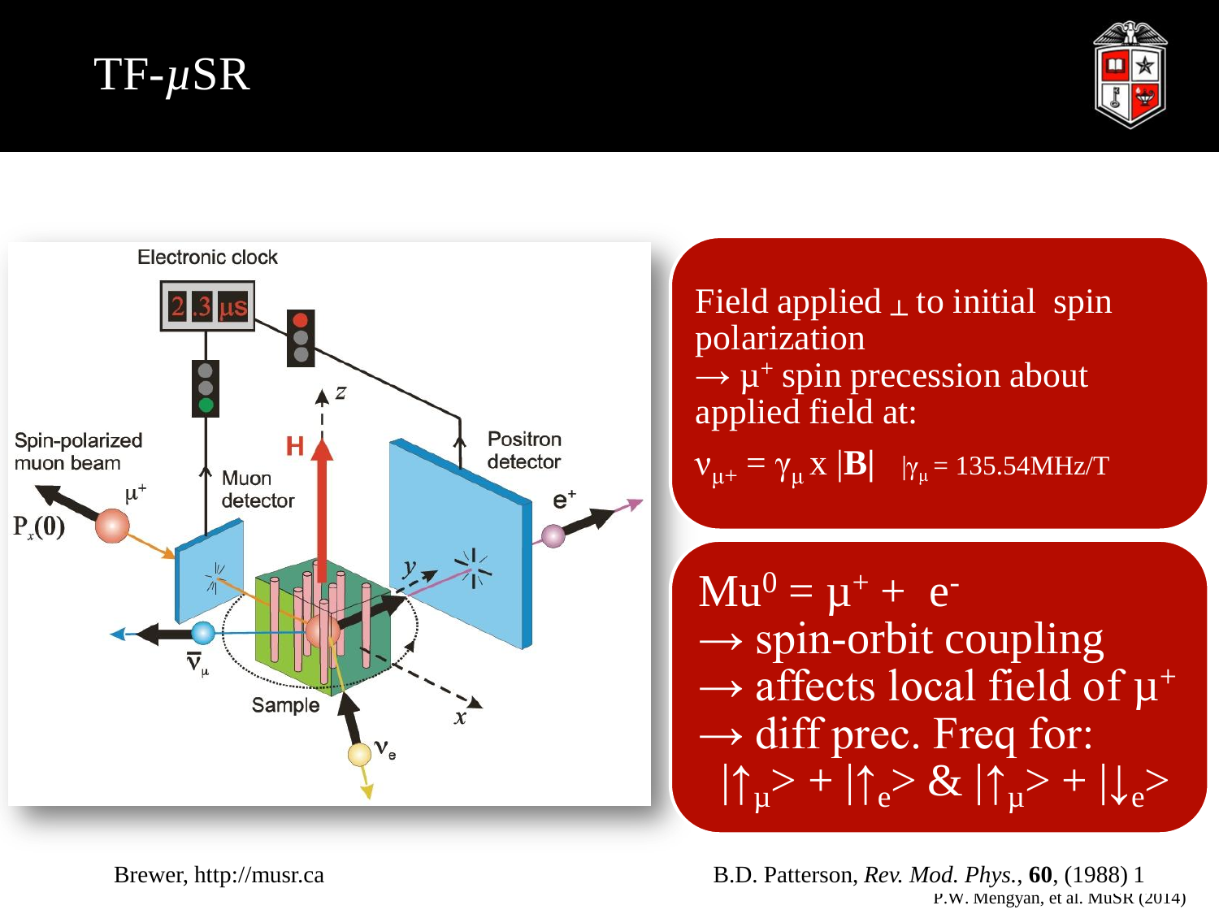# TF-$\mu$SR

Field applied $\perp$ to initial spin polarization
$\rightarrow \mu^+$ spin precession about applied field at:

$\nu_{\mu+} = \gamma_\mu \times |\mathbf{B}|$ $\quad |\gamma_\mu = 135.54\text{MHz/T}$

$Mu^0 = \mu^+ + e^-$
$\rightarrow$ spin-orbit coupling
$\rightarrow$ affects local field of $\mu^+$
$\rightarrow$ diff prec. Freq for:
$|\uparrow_\mu\rangle + |\uparrow_e\rangle$ & $|\uparrow_\mu\rangle + |\downarrow_e\rangle$

Brewer, http://musr.ca

B.D. Patterson, *Rev. Mod. Phys.*, **60**, (1988) 1

P.W. Mengyan, et al. MuSR (2014)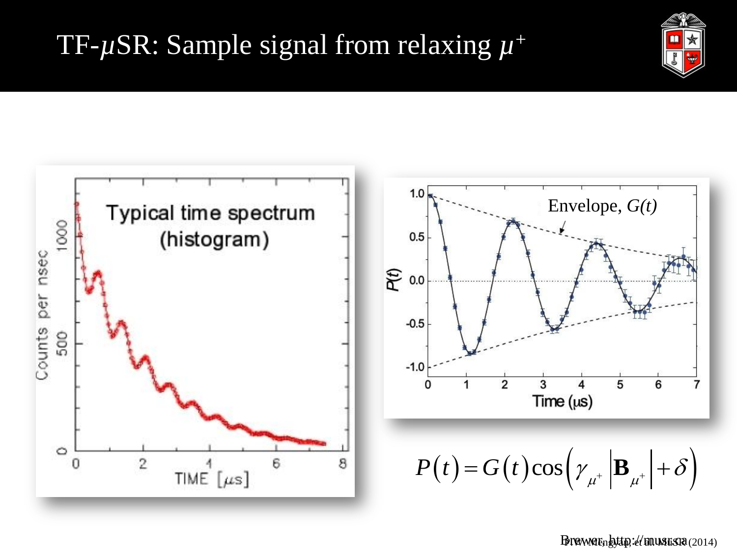# TF-$\mu$SR: Sample signal from relaxing $\mu^+$

$$P(t) = G(t)\cos\left(\gamma_{\mu^+}\left|\mathbf{B}_{\mu^+}\right| + \delta\right)$$

Brewer, http://musr.ca

P.W. Mengyan, et al. MuSR (2014)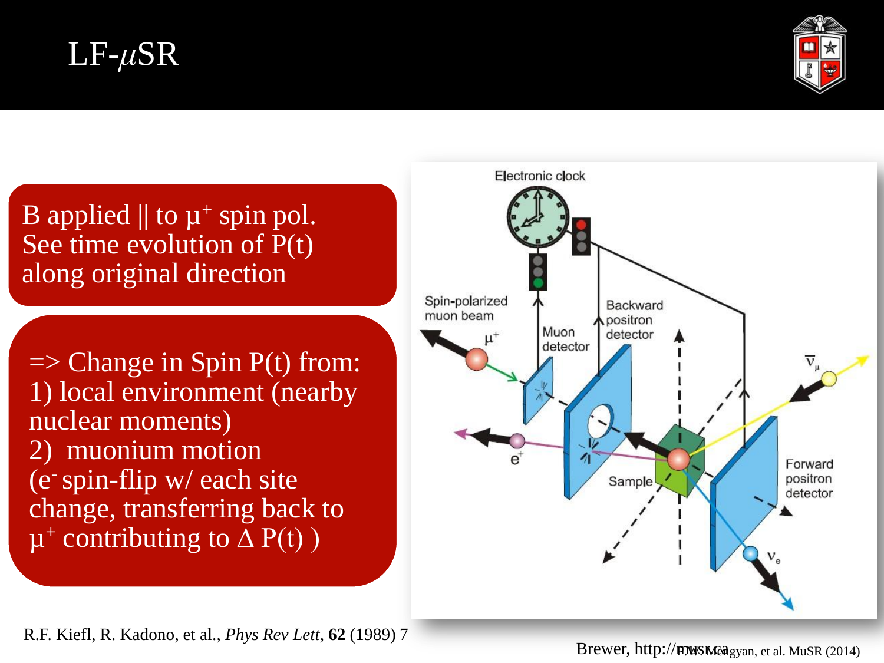# LF-$\mu$SR

B applied || to $\mu^+$ spin pol.
See time evolution of P(t) along original direction

=> Change in Spin P(t) from:
1) local environment (nearby nuclear moments)
2) muonium motion
($e^-$ spin-flip w/ each site change, transferring back to $\mu^+$ contributing to $\Delta$ P(t) )

R.F. Kiefl, R. Kadono, et al., *Phys Rev Lett*, **62** (1989) 7

Brewer, http://musr.ca

P.W. Mengyan, et al. MuSR (2014)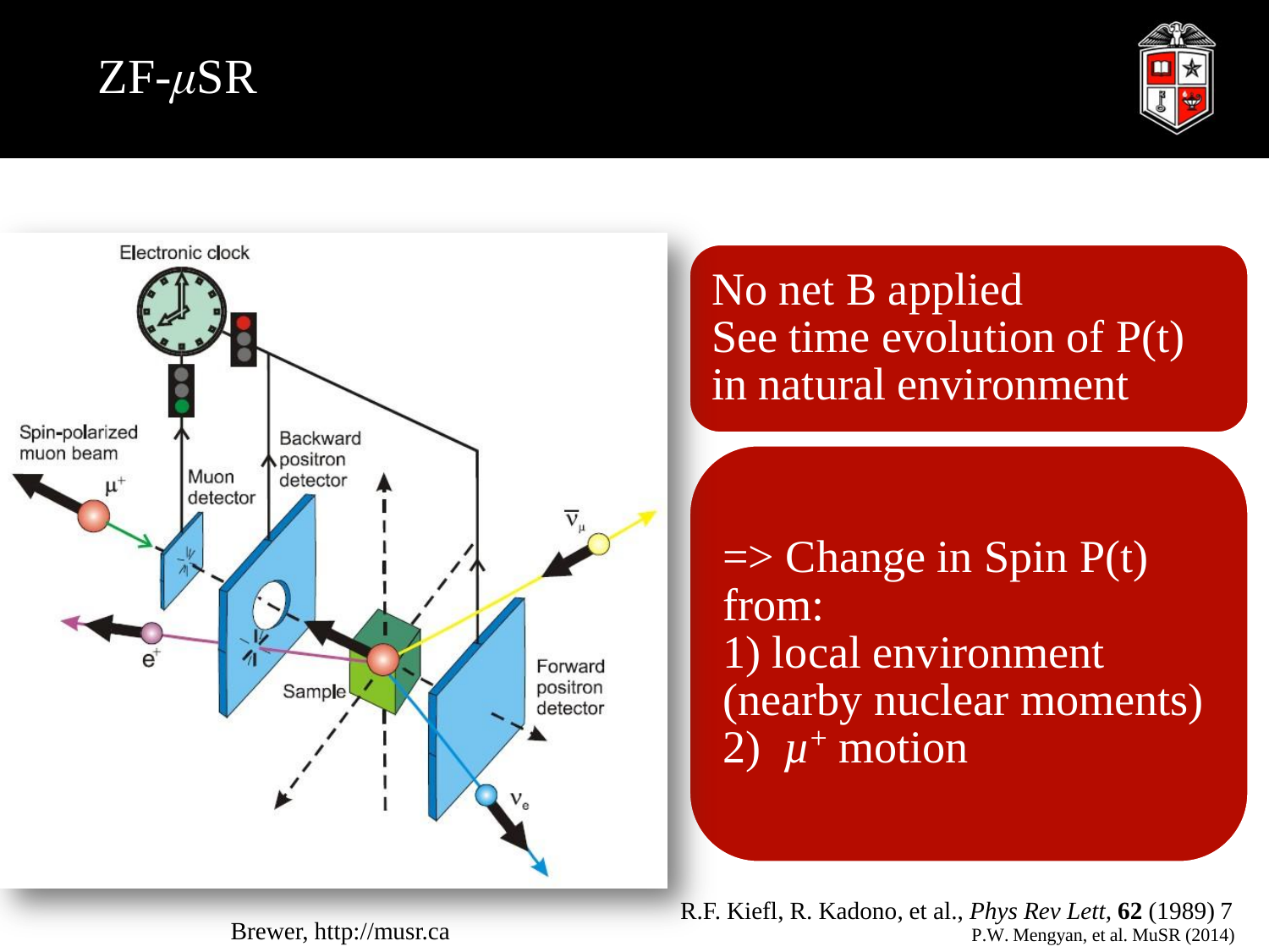# ZF-$\mu$SR

Electronic clock

Spin-polarized muon beam

$\mu^+$

Muon detector

Backward positron detector

$\bar{\nu}_\mu$

$e^+$

Sample

Forward positron detector

$\nu_e$

No net B applied
See time evolution of P(t) in natural environment

=> Change in Spin P(t) from:
1) local environment (nearby nuclear moments)
2) $\mu^+$ motion

Brewer, http://musr.ca

R.F. Kiefl, R. Kadono, et al., *Phys Rev Lett*, **62** (1989) 7
P.W. Mengyan, et al. MuSR (2014)